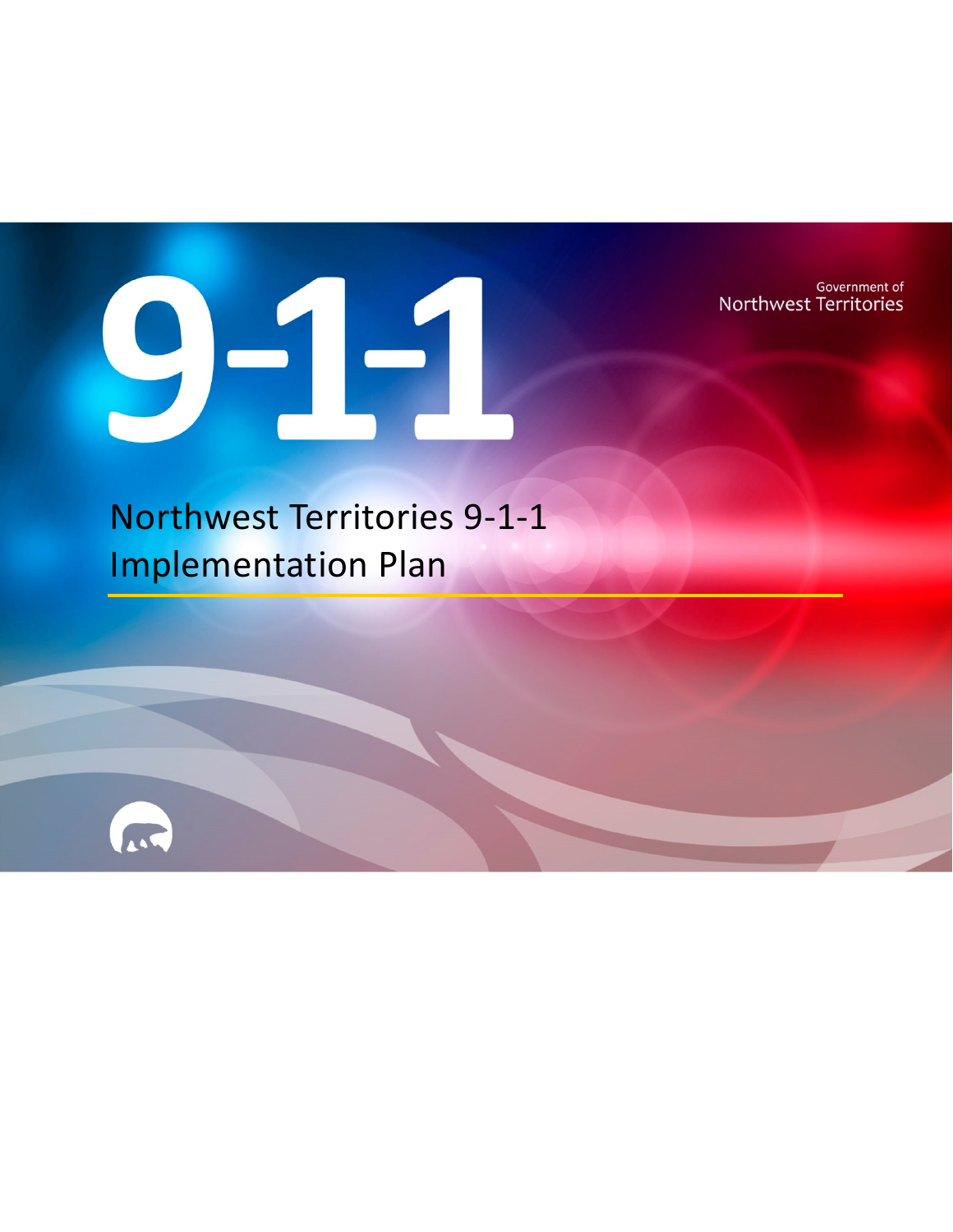# 9-1-1

Government of
Northwest Territories

# Northwest Territories 9-1-1 Implementation Plan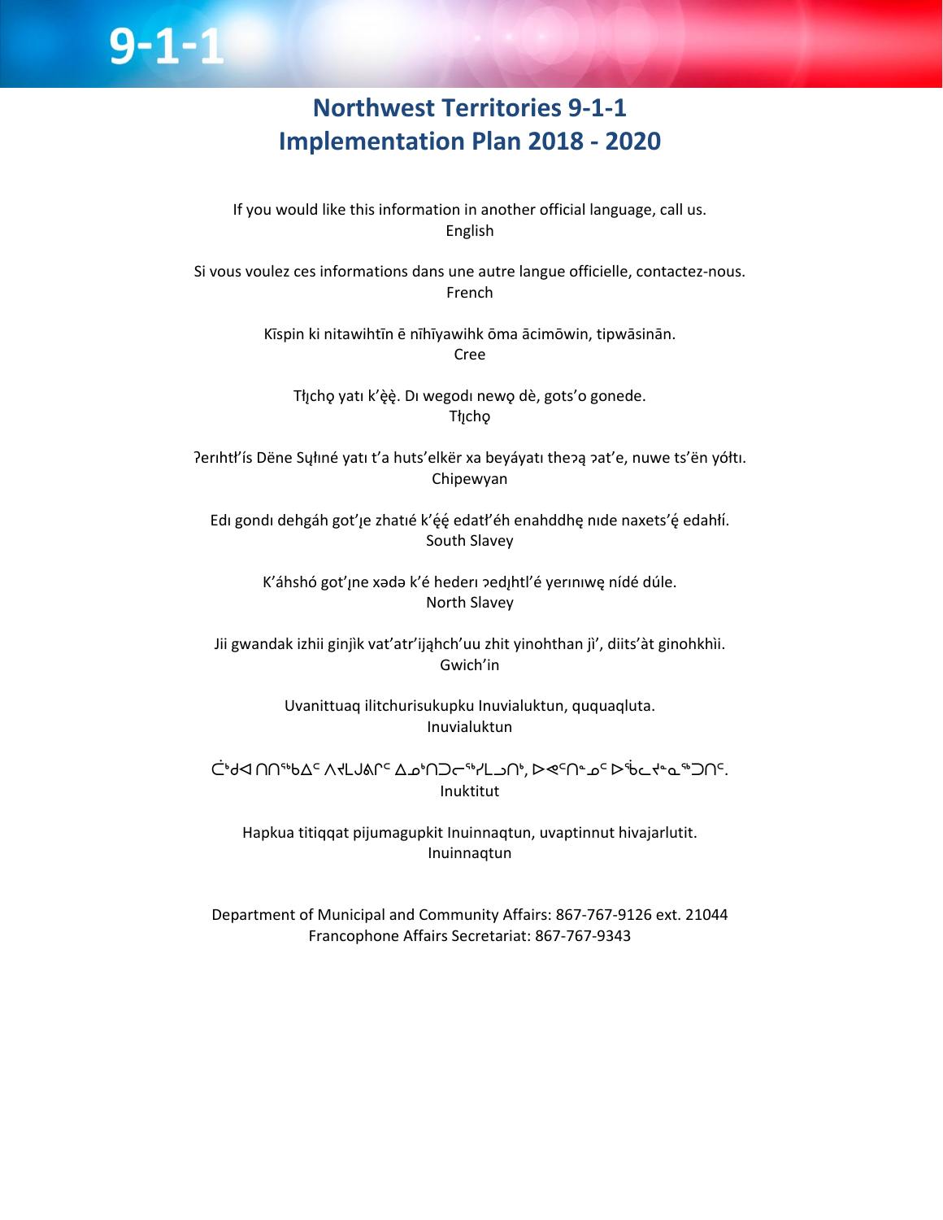# Northwest Territories 9-1-1 Implementation Plan 2018 - 2020

If you would like this information in another official language, call us.
English

Si vous voulez ces informations dans une autre langue officielle, contactez-nous.
French

Kīspin ki nitawihtīn ē nīhīyawihk ōma ācimōwin, tipwāsinān.
Cree

Tłı̨chǫ yatı k'ę̀ę̀. Dı wegodı newǫ dè, gots'o gonede.
Tłı̨chǫ

ʔerıhtł'ís Dëne Sųłıné yatı t'a huts'elkër xa beyáyatı theʔą ʔat'e, nuwe ts'ën yółtı.
Chipewyan

Edı gondı dehgáh got'ı̨e zhatıé k'ę́ę́ edatł'éh enahddhę nıde naxets'ę́ edahłí.
South Slavey

K'áhshó got'ı̨ne xədə k'é hederı ʔedı̨htl'é yerınıwę nídé dúle.
North Slavey

Jii gwandak izhii ginjìk vat'atr'ijąhch'uu zhit yinohthan jì', diits'àt ginohkhìi.
Gwich'in

Uvanittuaq ilitchurisukupku Inuvialuktun, ququaqluta.
Inuvialuktun

ᑖᑦᑐᖅ ᑎᑎᕐᑲᐃᑦ ᐱᔪᒪᒍᕕᒋᑦ ᐃᓄᒃᑎᑐᓕᕐᓯᒪᓗᑎᒃ, ᐅᕙᑦᑎᓐᓄᑦ ᐅᖄᓚᔪᓐᓇᖅᑐᑎᑦ.
Inuktitut

Hapkua titiqqat pijumagupkit Inuinnaqtun, uvaptinnut hivajarlutit.
Inuinnaqtun

Department of Municipal and Community Affairs: 867-767-9126 ext. 21044
Francophone Affairs Secretariat: 867-767-9343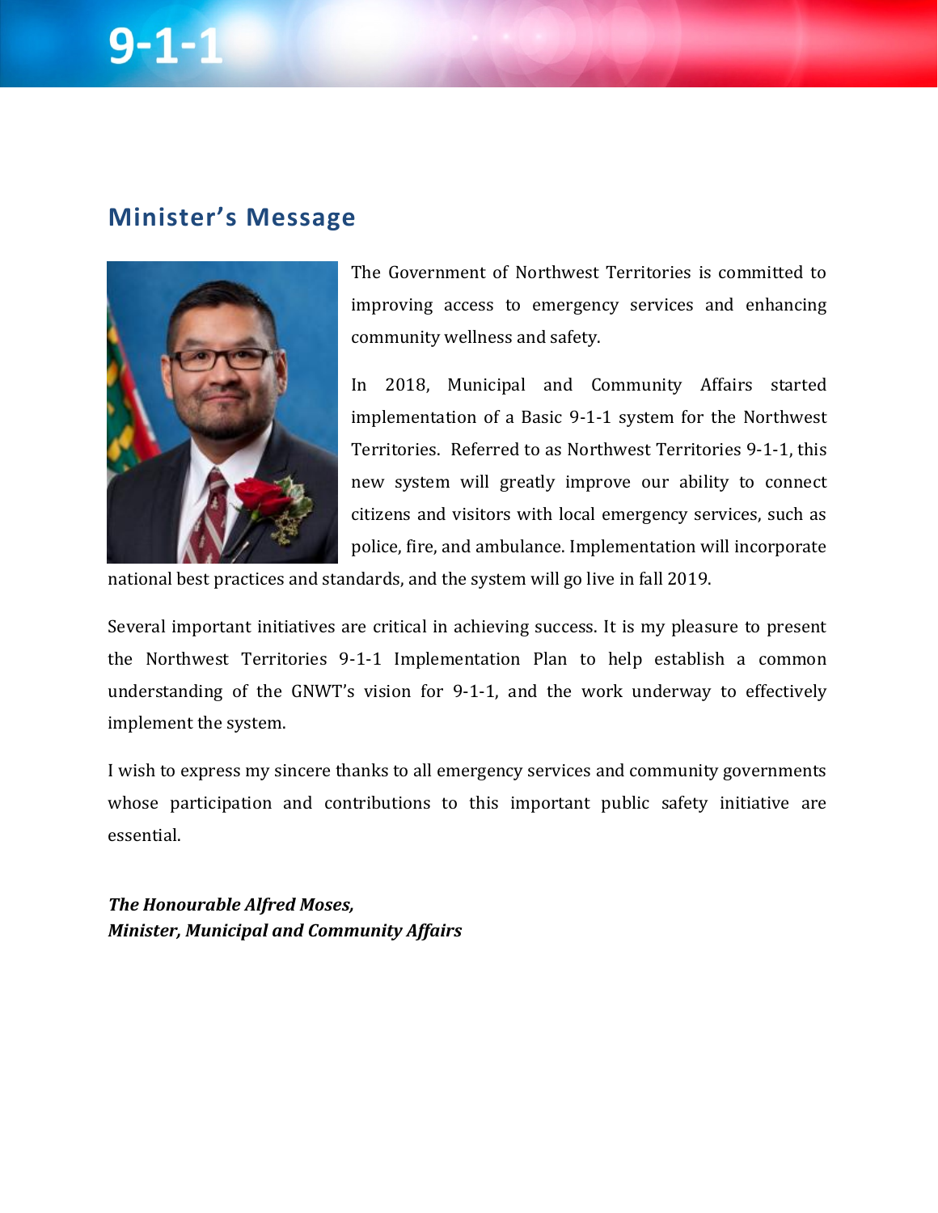## Minister's Message

The Government of Northwest Territories is committed to improving access to emergency services and enhancing community wellness and safety.

In 2018, Municipal and Community Affairs started implementation of a Basic 9-1-1 system for the Northwest Territories. Referred to as Northwest Territories 9-1-1, this new system will greatly improve our ability to connect citizens and visitors with local emergency services, such as police, fire, and ambulance. Implementation will incorporate national best practices and standards, and the system will go live in fall 2019.

Several important initiatives are critical in achieving success. It is my pleasure to present the Northwest Territories 9-1-1 Implementation Plan to help establish a common understanding of the GNWT's vision for 9-1-1, and the work underway to effectively implement the system.

I wish to express my sincere thanks to all emergency services and community governments whose participation and contributions to this important public safety initiative are essential.

***The Honourable Alfred Moses,***
***Minister, Municipal and Community Affairs***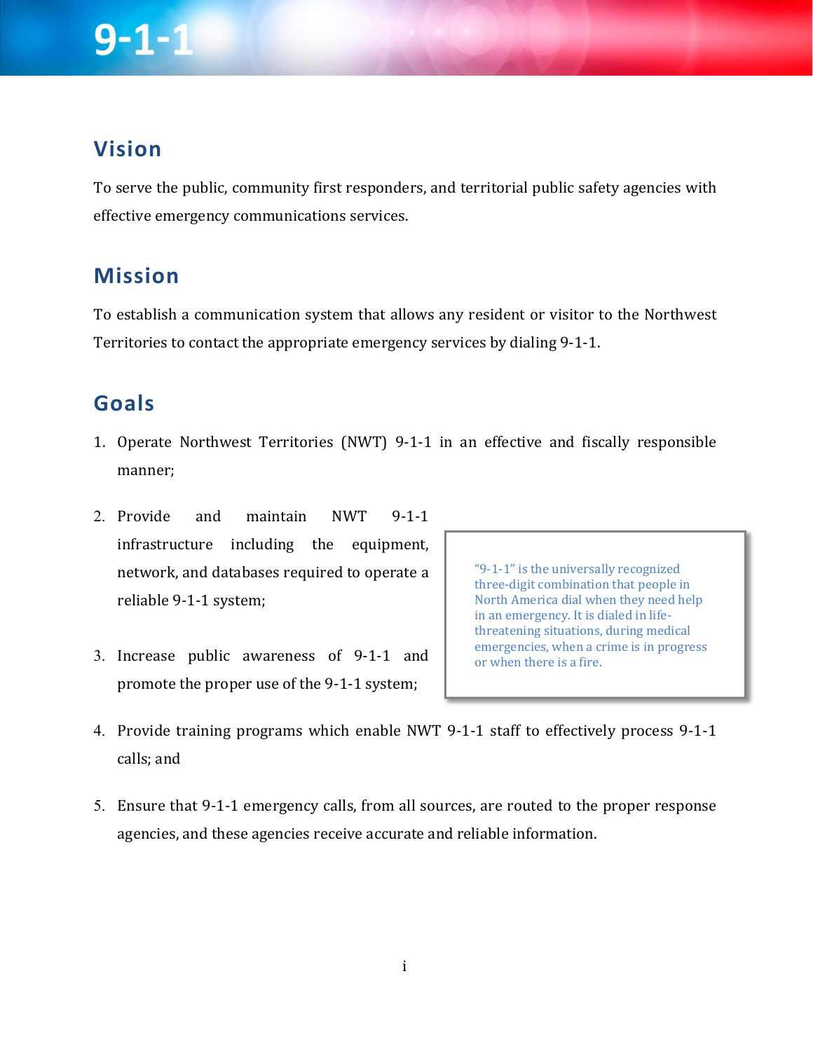# 9-1-1

## Vision

To serve the public, community first responders, and territorial public safety agencies with effective emergency communications services.

## Mission

To establish a communication system that allows any resident or visitor to the Northwest Territories to contact the appropriate emergency services by dialing 9-1-1.

## Goals

1. Operate Northwest Territories (NWT) 9-1-1 in an effective and fiscally responsible manner;
2. Provide and maintain NWT 9-1-1 infrastructure including the equipment, network, and databases required to operate a reliable 9-1-1 system;
3. Increase public awareness of 9-1-1 and promote the proper use of the 9-1-1 system;
4. Provide training programs which enable NWT 9-1-1 staff to effectively process 9-1-1 calls; and
5. Ensure that 9-1-1 emergency calls, from all sources, are routed to the proper response agencies, and these agencies receive accurate and reliable information.

> "9-1-1" is the universally recognized three-digit combination that people in North America dial when they need help in an emergency. It is dialed in life-threatening situations, during medical emergencies, when a crime is in progress or when there is a fire.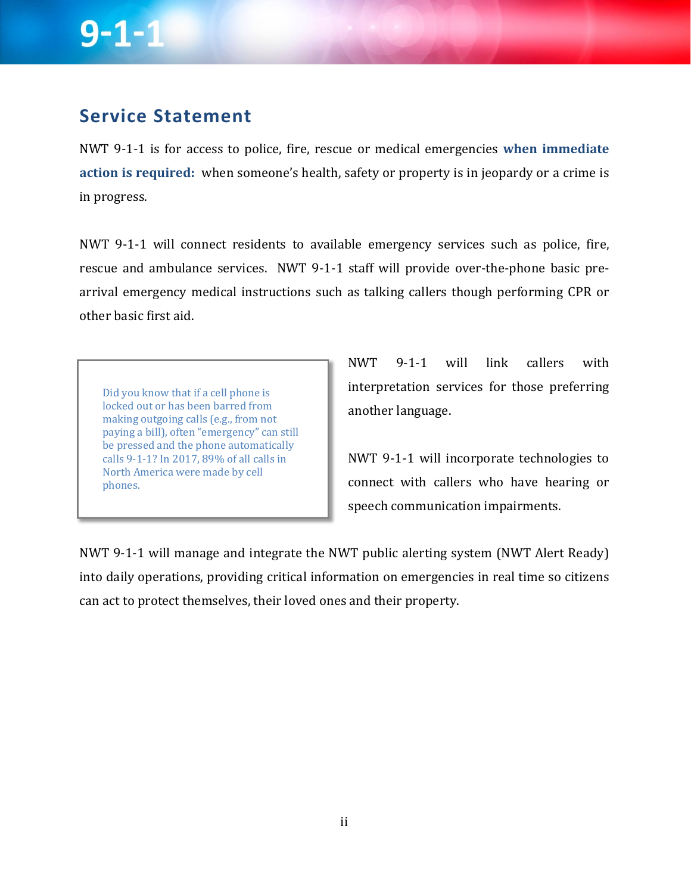# 9-1-1

## Service Statement

NWT 9-1-1 is for access to police, fire, rescue or medical emergencies **when immediate action is required:** when someone's health, safety or property is in jeopardy or a crime is in progress.

NWT 9-1-1 will connect residents to available emergency services such as police, fire, rescue and ambulance services. NWT 9-1-1 staff will provide over-the-phone basic pre-arrival emergency medical instructions such as talking callers though performing CPR or other basic first aid.

> Did you know that if a cell phone is locked out or has been barred from making outgoing calls (e.g., from not paying a bill), often "emergency" can still be pressed and the phone automatically calls 9-1-1? In 2017, 89% of all calls in North America were made by cell phones.

NWT 9-1-1 will link callers with interpretation services for those preferring another language.

NWT 9-1-1 will incorporate technologies to connect with callers who have hearing or speech communication impairments.

NWT 9-1-1 will manage and integrate the NWT public alerting system (NWT Alert Ready) into daily operations, providing critical information on emergencies in real time so citizens can act to protect themselves, their loved ones and their property.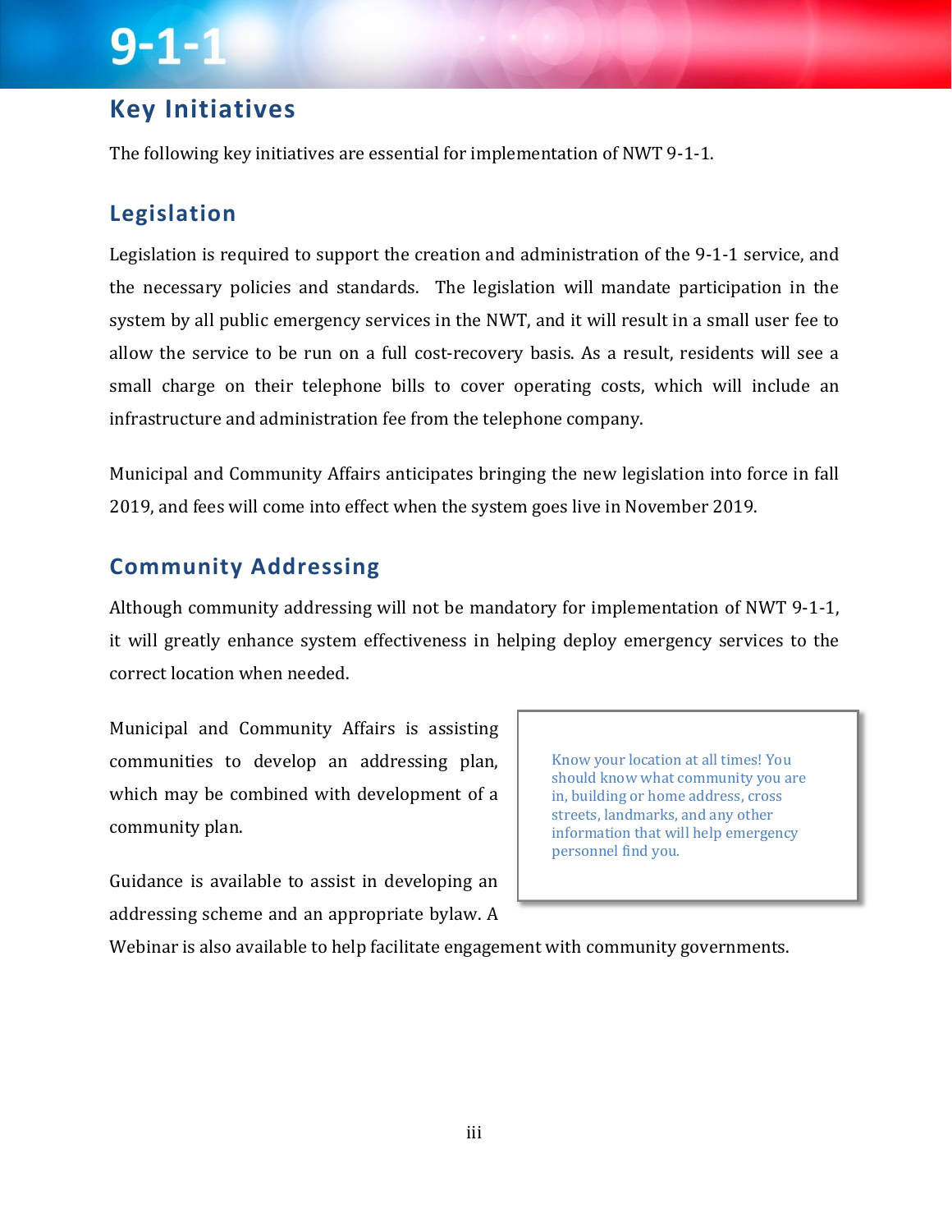## Key Initiatives

The following key initiatives are essential for implementation of NWT 9-1-1.

### Legislation

Legislation is required to support the creation and administration of the 9-1-1 service, and the necessary policies and standards. The legislation will mandate participation in the system by all public emergency services in the NWT, and it will result in a small user fee to allow the service to be run on a full cost-recovery basis. As a result, residents will see a small charge on their telephone bills to cover operating costs, which will include an infrastructure and administration fee from the telephone company.

Municipal and Community Affairs anticipates bringing the new legislation into force in fall 2019, and fees will come into effect when the system goes live in November 2019.

### Community Addressing

Although community addressing will not be mandatory for implementation of NWT 9-1-1, it will greatly enhance system effectiveness in helping deploy emergency services to the correct location when needed.

Municipal and Community Affairs is assisting communities to develop an addressing plan, which may be combined with development of a community plan.

> Know your location at all times! You should know what community you are in, building or home address, cross streets, landmarks, and any other information that will help emergency personnel find you.

Guidance is available to assist in developing an addressing scheme and an appropriate bylaw. A Webinar is also available to help facilitate engagement with community governments.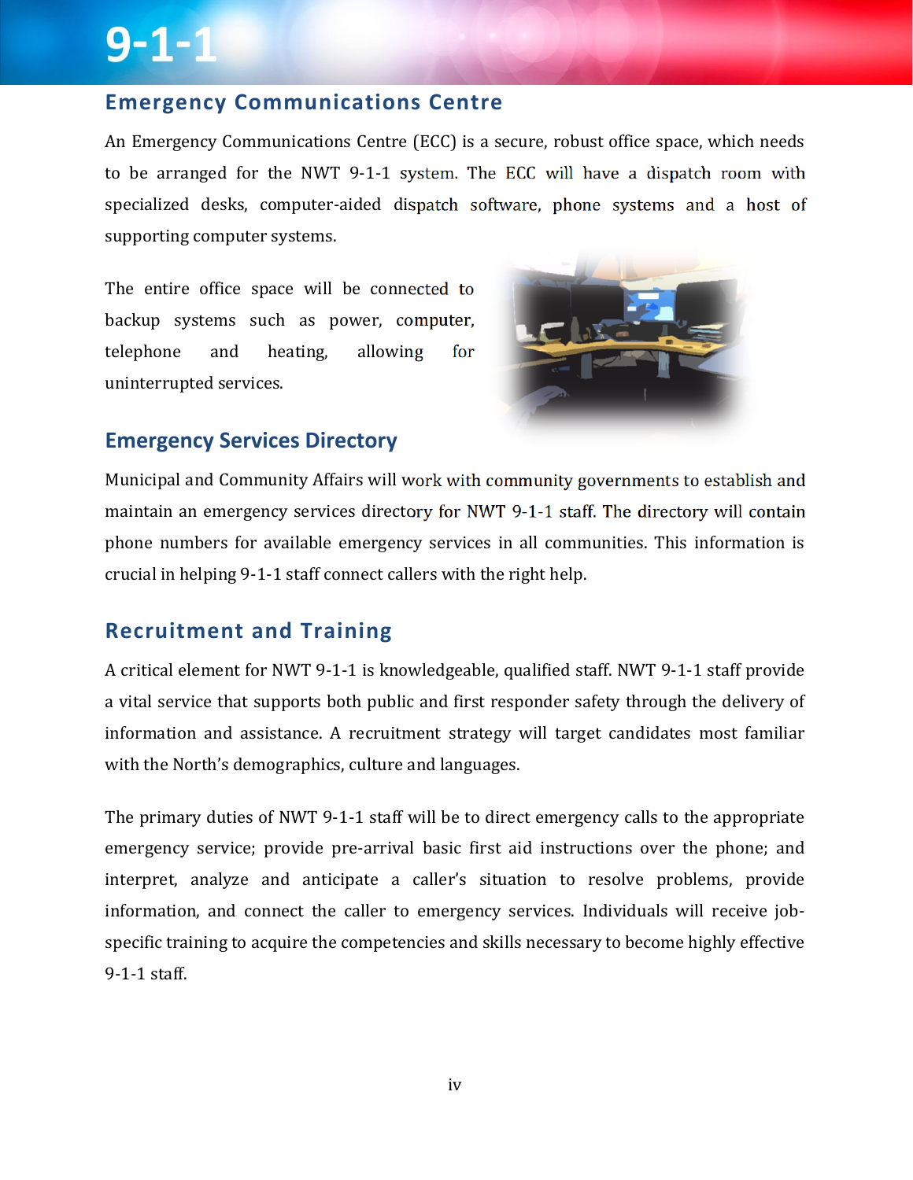# 9-1-1

## Emergency Communications Centre

An Emergency Communications Centre (ECC) is a secure, robust office space, which needs to be arranged for the NWT 9-1-1 system. The ECC will have a dispatch room with specialized desks, computer-aided dispatch software, phone systems and a host of supporting computer systems.

The entire office space will be connected to backup systems such as power, computer, telephone and heating, allowing for uninterrupted services.

## Emergency Services Directory

Municipal and Community Affairs will work with community governments to establish and maintain an emergency services directory for NWT 9-1-1 staff. The directory will contain phone numbers for available emergency services in all communities. This information is crucial in helping 9-1-1 staff connect callers with the right help.

## Recruitment and Training

A critical element for NWT 9-1-1 is knowledgeable, qualified staff. NWT 9-1-1 staff provide a vital service that supports both public and first responder safety through the delivery of information and assistance. A recruitment strategy will target candidates most familiar with the North's demographics, culture and languages.

The primary duties of NWT 9-1-1 staff will be to direct emergency calls to the appropriate emergency service; provide pre-arrival basic first aid instructions over the phone; and interpret, analyze and anticipate a caller's situation to resolve problems, provide information, and connect the caller to emergency services. Individuals will receive job-specific training to acquire the competencies and skills necessary to become highly effective 9-1-1 staff.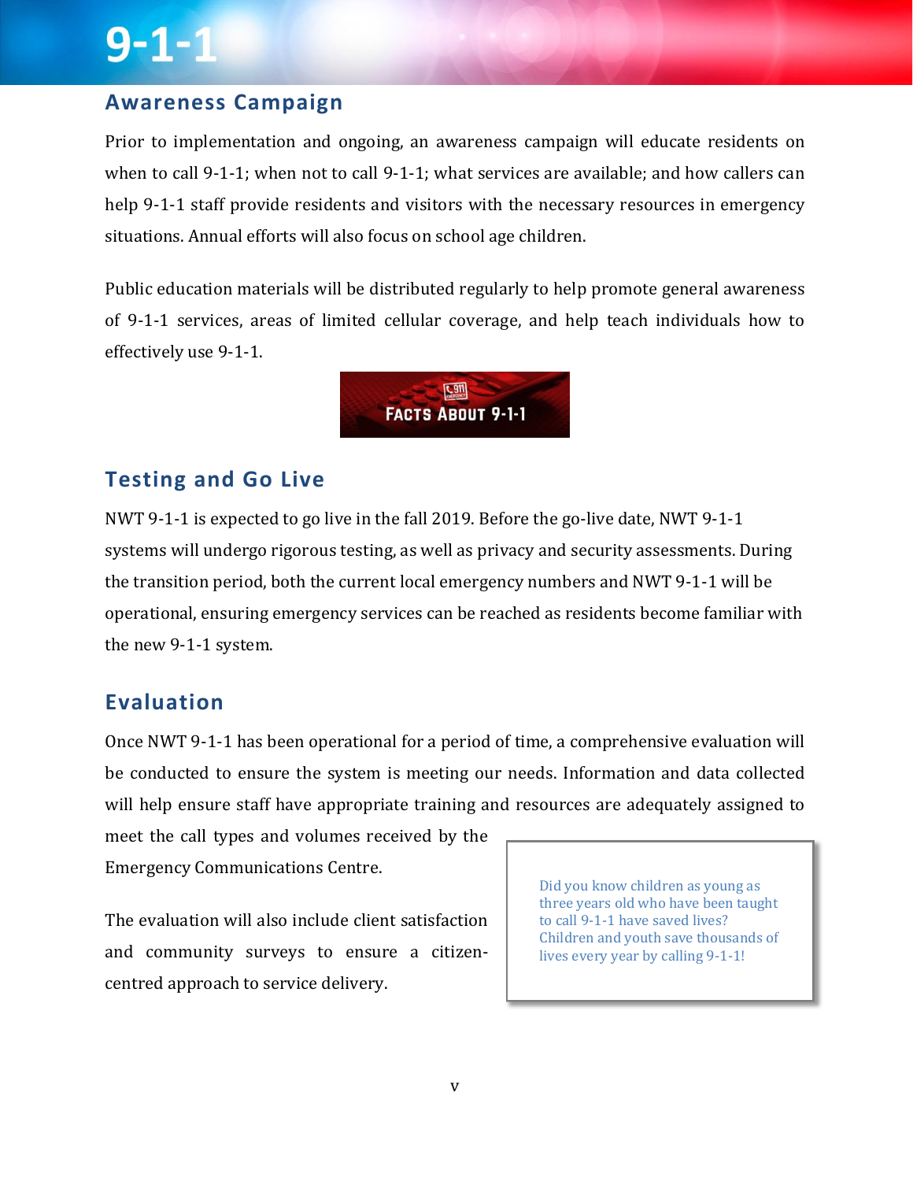## Awareness Campaign

Prior to implementation and ongoing, an awareness campaign will educate residents on when to call 9-1-1; when not to call 9-1-1; what services are available; and how callers can help 9-1-1 staff provide residents and visitors with the necessary resources in emergency situations. Annual efforts will also focus on school age children.

Public education materials will be distributed regularly to help promote general awareness of 9-1-1 services, areas of limited cellular coverage, and help teach individuals how to effectively use 9-1-1.

## Testing and Go Live

NWT 9-1-1 is expected to go live in the fall 2019. Before the go-live date, NWT 9-1-1 systems will undergo rigorous testing, as well as privacy and security assessments. During the transition period, both the current local emergency numbers and NWT 9-1-1 will be operational, ensuring emergency services can be reached as residents become familiar with the new 9-1-1 system.

## Evaluation

Once NWT 9-1-1 has been operational for a period of time, a comprehensive evaluation will be conducted to ensure the system is meeting our needs. Information and data collected will help ensure staff have appropriate training and resources are adequately assigned to meet the call types and volumes received by the Emergency Communications Centre.

The evaluation will also include client satisfaction and community surveys to ensure a citizen-centred approach to service delivery.

> Did you know children as young as three years old who have been taught to call 9-1-1 have saved lives? Children and youth save thousands of lives every year by calling 9-1-1!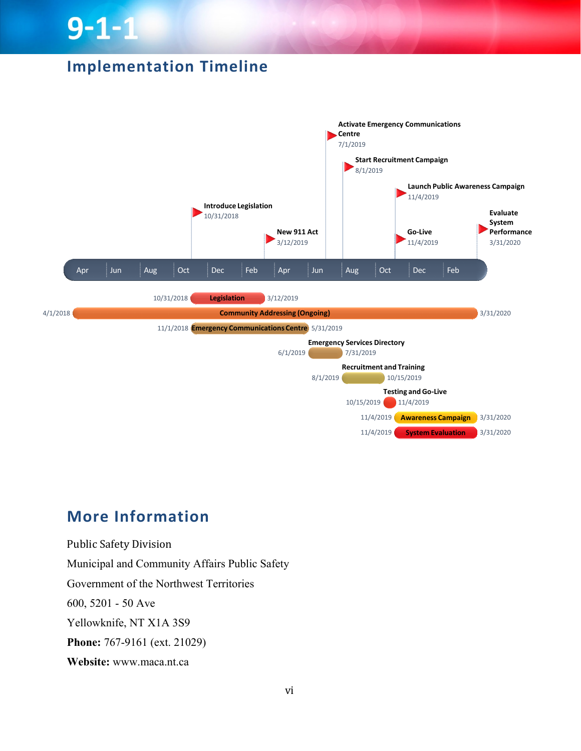9-1-1

## Implementation Timeline

Activate Emergency Communications Centre
7/1/2019

Start Recruitment Campaign
8/1/2019

Launch Public Awareness Campaign
11/4/2019

Introduce Legislation
10/31/2018

Evaluate System Performance
3/31/2020

New 911 Act
3/12/2019

Go-Live
11/4/2019

Apr Jun Aug Oct Dec Feb Apr Jun Aug Oct Dec Feb

10/31/2018 Legislation 3/12/2019

4/1/2018 Community Addressing (Ongoing) 3/31/2020

11/1/2018 Emergency Communications Centre 5/31/2019

Emergency Services Directory
6/1/2019 7/31/2019

Recruitment and Training
8/1/2019 10/15/2019

Testing and Go-Live
10/15/2019 11/4/2019

11/4/2019 Awareness Campaign 3/31/2020

11/4/2019 System Evaluation 3/31/2020

## More Information

Public Safety Division

Municipal and Community Affairs Public Safety

Government of the Northwest Territories

600, 5201 - 50 Ave

Yellowknife, NT X1A 3S9

**Phone:** 767-9161 (ext. 21029)

**Website:** www.maca.nt.ca